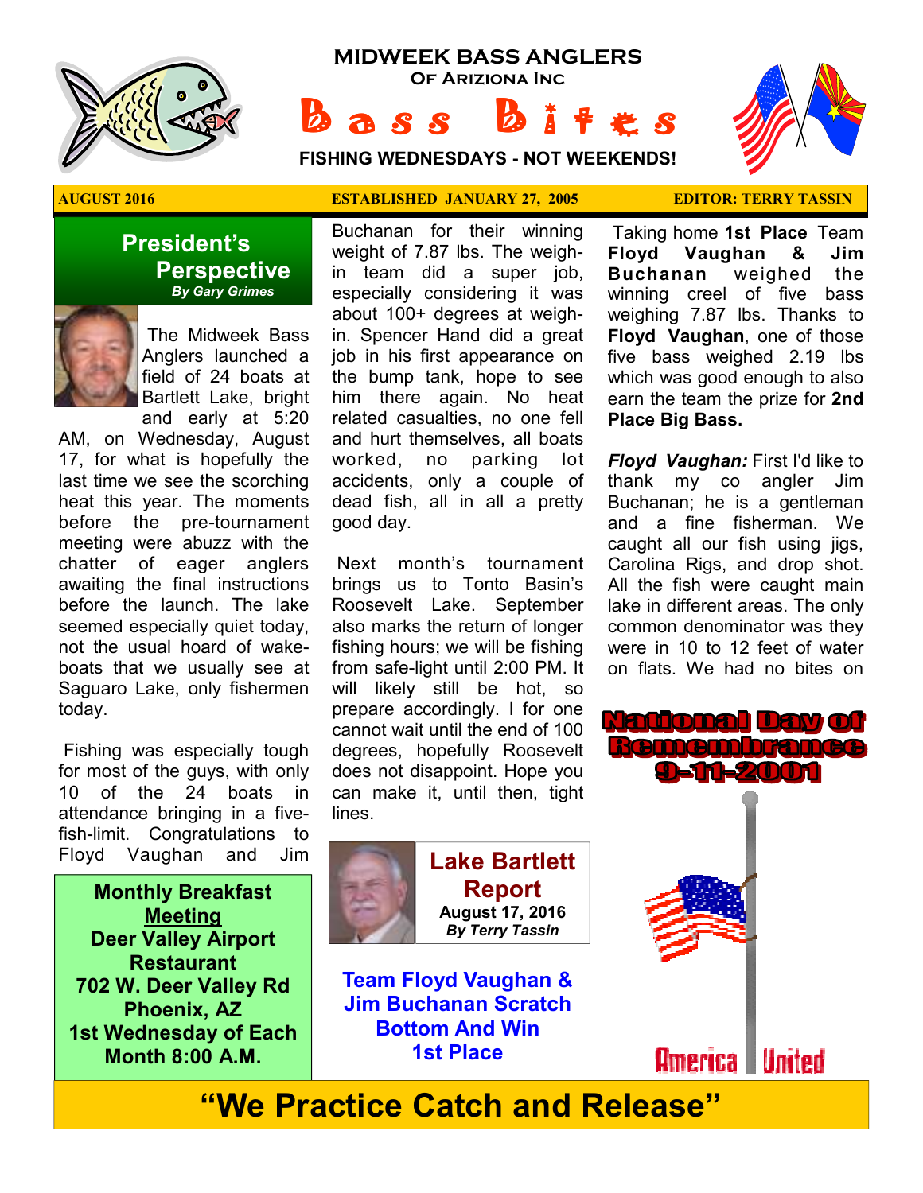# MIDWEEK BASS ANGLERS

## Of Ariziona Inc

# Bass Bites

**FISHING WEDNESDAYS - NOT WEEKENDS!**

**AUGUST 2016** | **ESTABLISHED JANUARY 27, 2005** | **EDITOR: TERRY TASSIN**

## President's Perspective

***By Gary Grimes***

The Midweek Bass Anglers launched a field of 24 boats at Bartlett Lake, bright and early at 5:20 AM, on Wednesday, August 17, for what is hopefully the last time we see the scorching heat this year. The moments before the pre-tournament meeting were abuzz with the chatter of eager anglers awaiting the final instructions before the launch. The lake seemed especially quiet today, not the usual hoard of wake-boats that we usually see at Saguaro Lake, only fishermen today.

Fishing was especially tough for most of the guys, with only 10 of the 24 boats in attendance bringing in a five-fish-limit. Congratulations to Floyd Vaughan and Jim Buchanan for their winning weight of 7.87 lbs. The weigh-in team did a super job, especially considering it was about 100+ degrees at weigh-in. Spencer Hand did a great job in his first appearance on the bump tank, hope to see him there again. No heat related casualties, no one fell and hurt themselves, all boats worked, no parking lot accidents, only a couple of dead fish, all in all a pretty good day.

Next month's tournament brings us to Tonto Basin's Roosevelt Lake. September also marks the return of longer fishing hours; we will be fishing from safe-light until 2:00 PM. It will likely still be hot, so prepare accordingly. I for one cannot wait until the end of 100 degrees, hopefully Roosevelt does not disappoint. Hope you can make it, until then, tight lines.

**Monthly Breakfast <u>Meeting</u>**
**Deer Valley Airport Restaurant**
**702 W. Deer Valley Rd**
**Phoenix, AZ**
**1st Wednesday of Each Month 8:00 A.M.**

## Lake Bartlett Report

**August 17, 2016**

***By Terry Tassin***

### Team Floyd Vaughan & Jim Buchanan Scratch Bottom And Win 1st Place

Taking home **1st Place** Team **Floyd Vaughan & Jim Buchanan** weighed the winning creel of five bass weighing 7.87 lbs. Thanks to **Floyd Vaughan**, one of those five bass weighed 2.19 lbs which was good enough to also earn the team the prize for **2nd Place Big Bass.**

***Floyd Vaughan:*** First I'd like to thank my co angler Jim Buchanan; he is a gentleman and a fine fisherman. We caught all our fish using jigs, Carolina Rigs, and drop shot. All the fish were caught main lake in different areas. The only common denominator was they were in 10 to 12 feet of water on flats. We had no bites on

**National Day of Remembrance 9-11-2001**

**America United**

## "We Practice Catch and Release"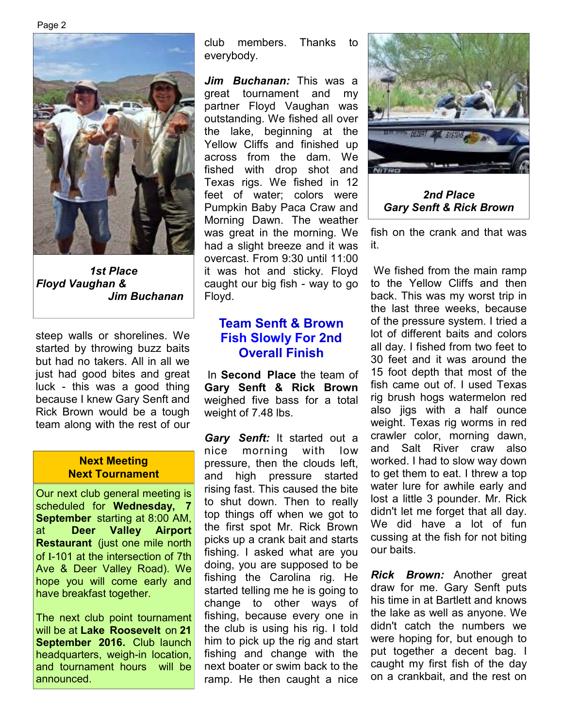*1st Place*
*Floyd Vaughan &*
*Jim Buchanan*

steep walls or shorelines. We started by throwing buzz baits but had no takers. All in all we just had good bites and great luck - this was a good thing because I knew Gary Senft and Rick Brown would be a tough team along with the rest of our club members. Thanks to everybody.

***Jim Buchanan:*** This was a great tournament and my partner Floyd Vaughan was outstanding. We fished all over the lake, beginning at the Yellow Cliffs and finished up across from the dam. We fished with drop shot and Texas rigs. We fished in 12 feet of water; colors were Pumpkin Baby Paca Craw and Morning Dawn. The weather was great in the morning. We had a slight breeze and it was overcast. From 9:30 until 11:00 it was hot and sticky. Floyd caught our big fish - way to go Floyd.

**Next Meeting**
**Next Tournament**

Our next club general meeting is scheduled for **Wednesday, 7 September** starting at 8:00 AM, at **Deer Valley Airport Restaurant** (just one mile north of I-101 at the intersection of 7th Ave & Deer Valley Road). We hope you will come early and have breakfast together.

The next club point tournament will be at **Lake Roosevelt** on **21 September 2016.** Club launch headquarters, weigh-in location, and tournament hours will be announced.

## Team Senft & Brown Fish Slowly For 2nd Overall Finish

In **Second Place** the team of **Gary Senft & Rick Brown** weighed five bass for a total weight of 7.48 lbs.

***Gary Senft:*** It started out a nice morning with low pressure, then the clouds left, and high pressure started rising fast. This caused the bite to shut down. Then to really top things off when we got to the first spot Mr. Rick Brown picks up a crank bait and starts fishing. I asked what are you doing, you are supposed to be fishing the Carolina rig. He started telling me he is going to change to other ways of fishing, because every one in the club is using his rig. I told him to pick up the rig and start fishing and change with the next boater or swim back to the ramp. He then caught a nice fish on the crank and that was it.

*2nd Place*
*Gary Senft & Rick Brown*

We fished from the main ramp to the Yellow Cliffs and then back. This was my worst trip in the last three weeks, because of the pressure system. I tried a lot of different baits and colors all day. I fished from two feet to 30 feet and it was around the 15 foot depth that most of the fish came out of. I used Texas rig brush hogs watermelon red also jigs with a half ounce weight. Texas rig worms in red crawler color, morning dawn, and Salt River craw also worked. I had to slow way down to get them to eat. I threw a top water lure for awhile early and lost a little 3 pounder. Mr. Rick didn't let me forget that all day. We did have a lot of fun cussing at the fish for not biting our baits.

***Rick Brown:*** Another great draw for me. Gary Senft puts his time in at Bartlett and knows the lake as well as anyone. We didn't catch the numbers we were hoping for, but enough to put together a decent bag. I caught my first fish of the day on a crankbait, and the rest on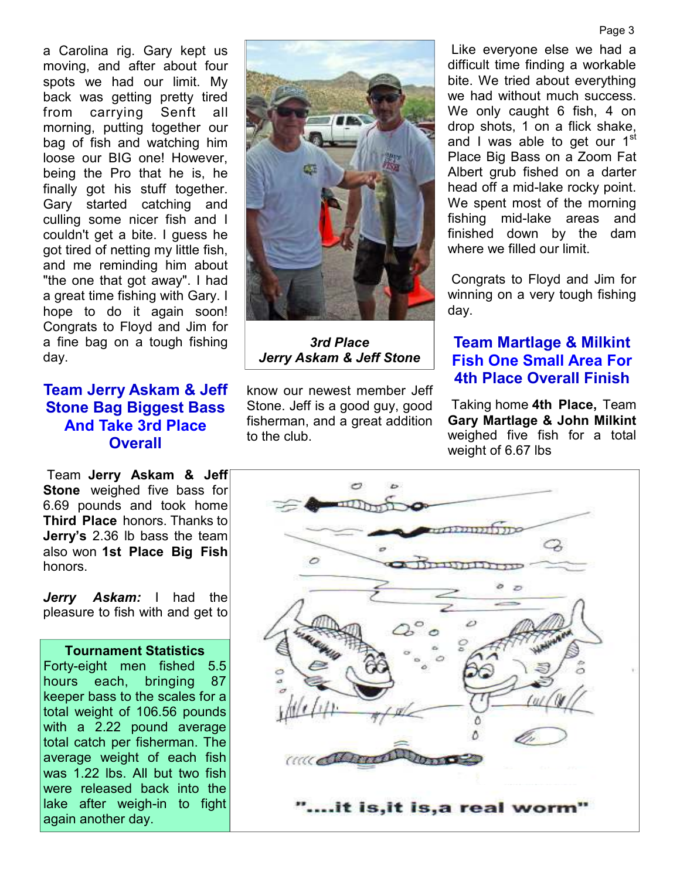a Carolina rig. Gary kept us moving, and after about four spots we had our limit. My back was getting pretty tired from carrying Senft all morning, putting together our bag of fish and watching him loose our BIG one! However, being the Pro that he is, he finally got his stuff together. Gary started catching and culling some nicer fish and I couldn't get a bite. I guess he got tired of netting my little fish, and me reminding him about "the one that got away". I had a great time fishing with Gary. I hope to do it again soon! Congrats to Floyd and Jim for a fine bag on a tough fishing day.

## Team Jerry Askam & Jeff Stone Bag Biggest Bass And Take 3rd Place Overall

Team **Jerry Askam & Jeff Stone** weighed five bass for 6.69 pounds and took home **Third Place** honors. Thanks to **Jerry's** 2.36 lb bass the team also won **1st Place Big Fish** honors.

***Jerry Askam:*** I had the pleasure to fish with and get to know our newest member Jeff Stone. Jeff is a good guy, good fisherman, and a great addition to the club.

***3rd Place***
***Jerry Askam & Jeff Stone***

**Tournament Statistics**

Forty-eight men fished 5.5 hours each, bringing 87 keeper bass to the scales for a total weight of 106.56 pounds with a 2.22 pound average total catch per fisherman. The average weight of each fish was 1.22 lbs. All but two fish were released back into the lake after weigh-in to fight again another day.

Like everyone else we had a difficult time finding a workable bite. We tried about everything we had without much success. We only caught 6 fish, 4 on drop shots, 1 on a flick shake, and I was able to get our 1st Place Big Bass on a Zoom Fat Albert grub fished on a darter head off a mid-lake rocky point. We spent most of the morning fishing mid-lake areas and finished down by the dam where we filled our limit.

Congrats to Floyd and Jim for winning on a very tough fishing day.

## Team Martlage & Milkint Fish One Small Area For 4th Place Overall Finish

Taking home **4th Place,** Team **Gary Martlage & John Milkint** weighed five fish for a total weight of 6.67 lbs

"....it is,it is,a real worm"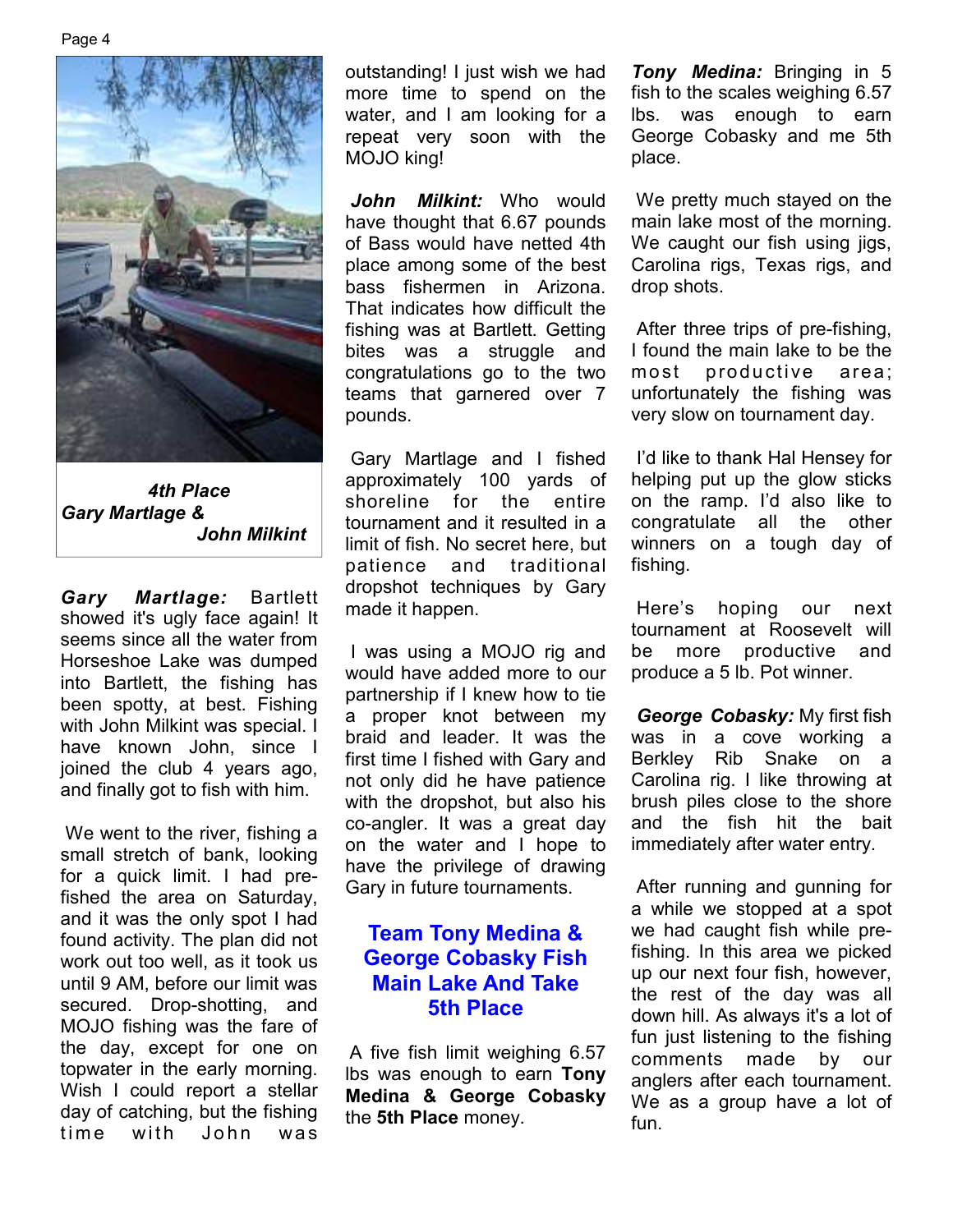***4th Place***
***Gary Martlage &***
***John Milkint***

***Gary Martlage:*** Bartlett showed it's ugly face again! It seems since all the water from Horseshoe Lake was dumped into Bartlett, the fishing has been spotty, at best. Fishing with John Milkint was special. I have known John, since I joined the club 4 years ago, and finally got to fish with him.

We went to the river, fishing a small stretch of bank, looking for a quick limit. I had pre-fished the area on Saturday, and it was the only spot I had found activity. The plan did not work out too well, as it took us until 9 AM, before our limit was secured. Drop-shotting, and MOJO fishing was the fare of the day, except for one on topwater in the early morning. Wish I could report a stellar day of catching, but the fishing time with John was outstanding! I just wish we had more time to spend on the water, and I am looking for a repeat very soon with the MOJO king!

***John Milkint:*** Who would have thought that 6.67 pounds of Bass would have netted 4th place among some of the best bass fishermen in Arizona. That indicates how difficult the fishing was at Bartlett. Getting bites was a struggle and congratulations go to the two teams that garnered over 7 pounds.

Gary Martlage and I fished approximately 100 yards of shoreline for the entire tournament and it resulted in a limit of fish. No secret here, but patience and traditional dropshot techniques by Gary made it happen.

I was using a MOJO rig and would have added more to our partnership if I knew how to tie a proper knot between my braid and leader. It was the first time I fished with Gary and not only did he have patience with the dropshot, but also his co-angler. It was a great day on the water and I hope to have the privilege of drawing Gary in future tournaments.

## Team Tony Medina & George Cobasky Fish Main Lake And Take 5th Place

A five fish limit weighing 6.57 lbs was enough to earn **Tony Medina & George Cobasky** the **5th Place** money.

***Tony Medina:*** Bringing in 5 fish to the scales weighing 6.57 lbs. was enough to earn George Cobasky and me 5th place.

We pretty much stayed on the main lake most of the morning. We caught our fish using jigs, Carolina rigs, Texas rigs, and drop shots.

After three trips of pre-fishing, I found the main lake to be the most productive area; unfortunately the fishing was very slow on tournament day.

I'd like to thank Hal Hensey for helping put up the glow sticks on the ramp. I'd also like to congratulate all the other winners on a tough day of fishing.

Here's hoping our next tournament at Roosevelt will be more productive and produce a 5 lb. Pot winner.

***George Cobasky:*** My first fish was in a cove working a Berkley Rib Snake on a Carolina rig. I like throwing at brush piles close to the shore and the fish hit the bait immediately after water entry.

After running and gunning for a while we stopped at a spot we had caught fish while pre-fishing. In this area we picked up our next four fish, however, the rest of the day was all down hill. As always it's a lot of fun just listening to the fishing comments made by our anglers after each tournament. We as a group have a lot of fun.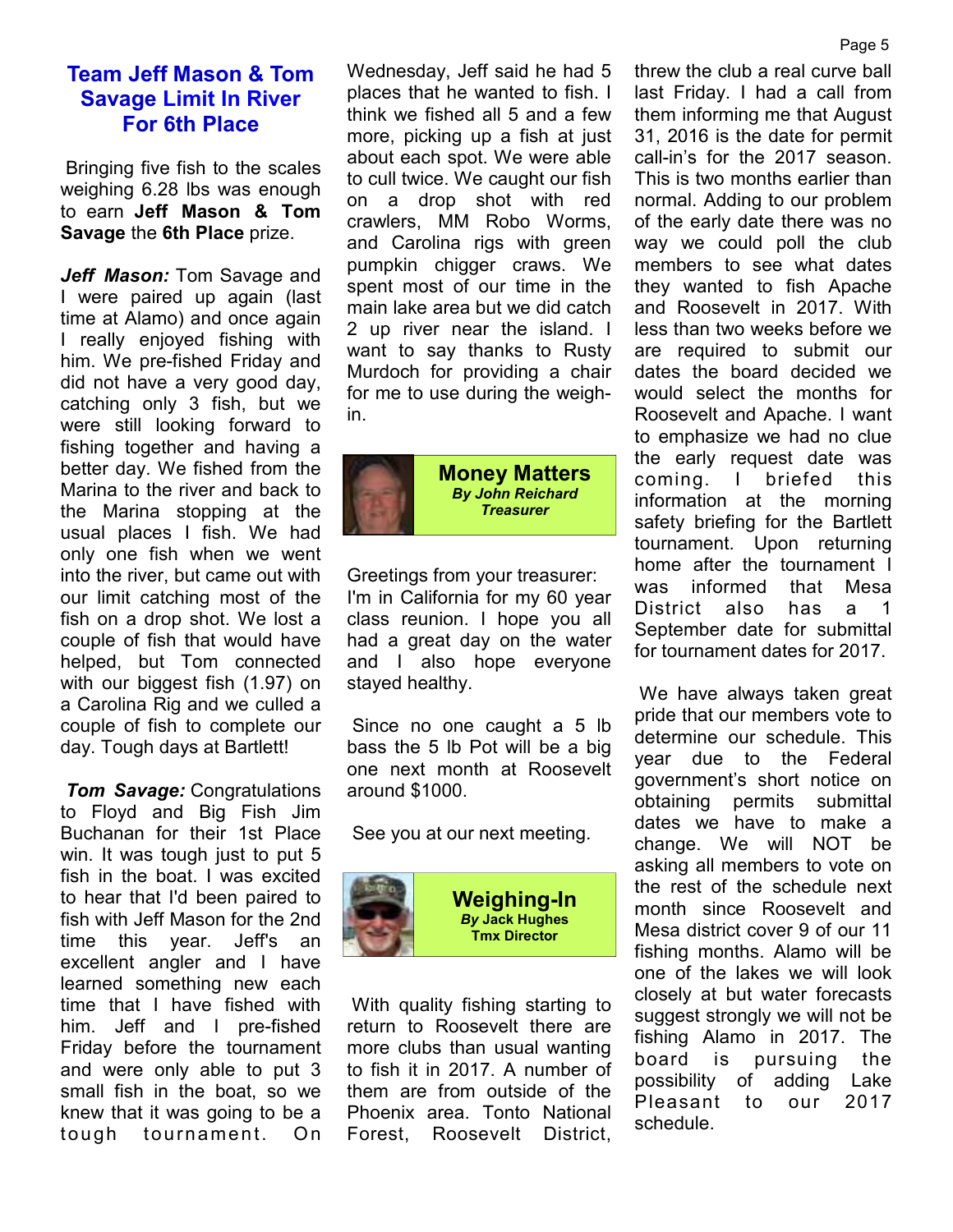## Team Jeff Mason & Tom Savage Limit In River For 6th Place

Bringing five fish to the scales weighing 6.28 lbs was enough to earn **Jeff Mason & Tom Savage** the **6th Place** prize.

***Jeff Mason:*** Tom Savage and I were paired up again (last time at Alamo) and once again I really enjoyed fishing with him. We pre-fished Friday and did not have a very good day, catching only 3 fish, but we were still looking forward to fishing together and having a better day. We fished from the Marina to the river and back to the Marina stopping at the usual places I fish. We had only one fish when we went into the river, but came out with our limit catching most of the fish on a drop shot. We lost a couple of fish that would have helped, but Tom connected with our biggest fish (1.97) on a Carolina Rig and we culled a couple of fish to complete our day. Tough days at Bartlett!

***Tom Savage:*** Congratulations to Floyd and Big Fish Jim Buchanan for their 1st Place win. It was tough just to put 5 fish in the boat. I was excited to hear that I'd been paired to fish with Jeff Mason for the 2nd time this year. Jeff's an excellent angler and I have learned something new each time that I have fished with him. Jeff and I pre-fished Friday before the tournament and were only able to put 3 small fish in the boat, so we knew that it was going to be a tough tournament. On Wednesday, Jeff said he had 5 places that he wanted to fish. I think we fished all 5 and a few more, picking up a fish at just about each spot. We were able to cull twice. We caught our fish on a drop shot with red crawlers, MM Robo Worms, and Carolina rigs with green pumpkin chigger craws. We spent most of our time in the main lake area but we did catch 2 up river near the island. I want to say thanks to Rusty Murdoch for providing a chair for me to use during the weigh-in.

## Money Matters

***By John Reichard***
***Treasurer***

Greetings from your treasurer: I'm in California for my 60 year class reunion. I hope you all had a great day on the water and I also hope everyone stayed healthy.

Since no one caught a 5 lb bass the 5 lb Pot will be a big one next month at Roosevelt around $1000.

See you at our next meeting.

## Weighing-In

***By* Jack Hughes**
**Tmx Director**

With quality fishing starting to return to Roosevelt there are more clubs than usual wanting to fish it in 2017. A number of them are from outside of the Phoenix area. Tonto National Forest, Roosevelt District, threw the club a real curve ball last Friday. I had a call from them informing me that August 31, 2016 is the date for permit call-in's for the 2017 season. This is two months earlier than normal. Adding to our problem of the early date there was no way we could poll the club members to see what dates they wanted to fish Apache and Roosevelt in 2017. With less than two weeks before we are required to submit our dates the board decided we would select the months for Roosevelt and Apache. I want to emphasize we had no clue the early request date was coming. I briefed this information at the morning safety briefing for the Bartlett tournament. Upon returning home after the tournament I was informed that Mesa District also has a 1 September date for submittal for tournament dates for 2017.

We have always taken great pride that our members vote to determine our schedule. This year due to the Federal government's short notice on obtaining permits submittal dates we have to make a change. We will NOT be asking all members to vote on the rest of the schedule next month since Roosevelt and Mesa district cover 9 of our 11 fishing months. Alamo will be one of the lakes we will look closely at but water forecasts suggest strongly we will not be fishing Alamo in 2017. The board is pursuing the possibility of adding Lake Pleasant to our 2017 schedule.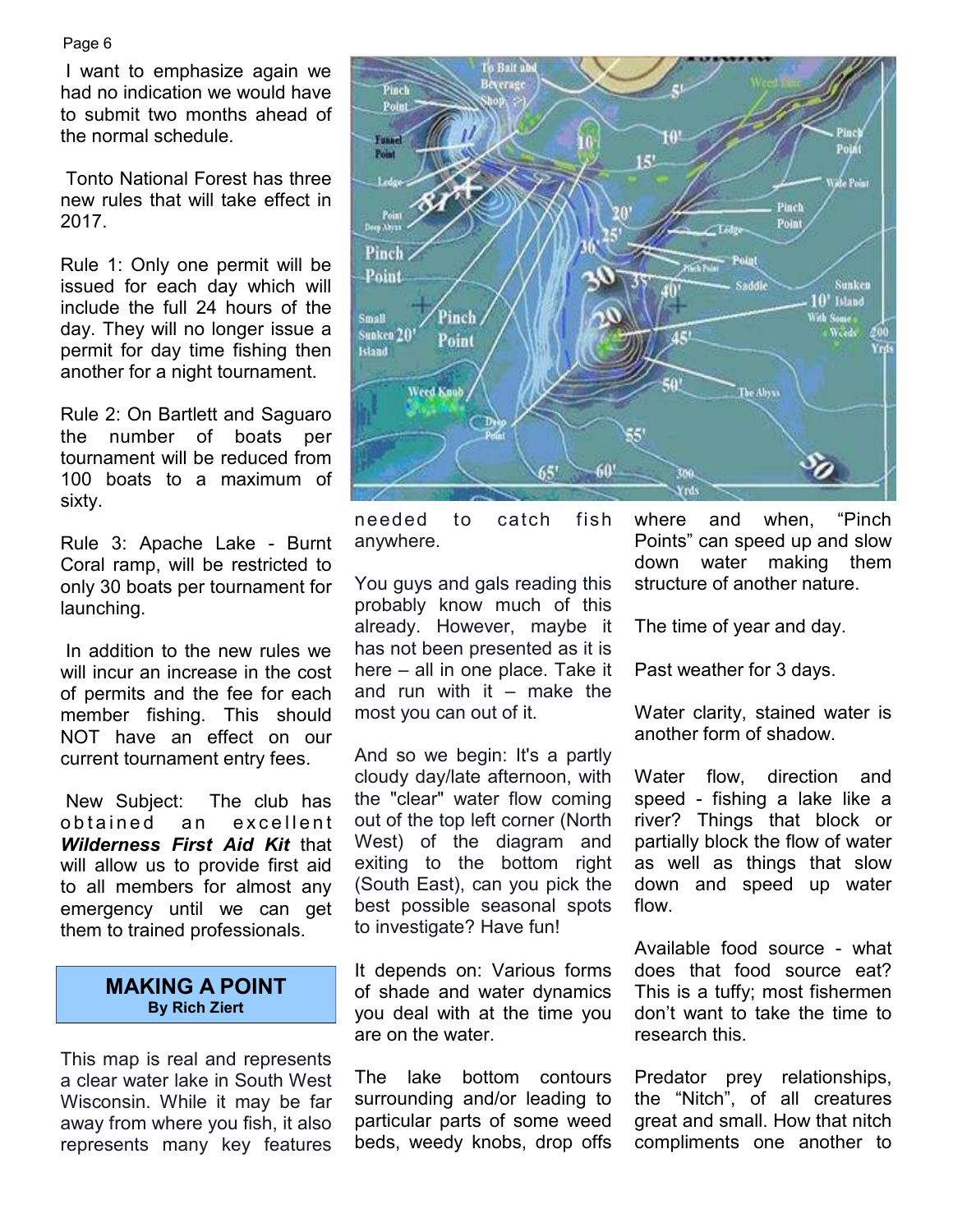I want to emphasize again we had no indication we would have to submit two months ahead of the normal schedule.

Tonto National Forest has three new rules that will take effect in 2017.

Rule 1: Only one permit will be issued for each day which will include the full 24 hours of the day. They will no longer issue a permit for day time fishing then another for a night tournament.

Rule 2: On Bartlett and Saguaro the number of boats per tournament will be reduced from 100 boats to a maximum of sixty.

Rule 3: Apache Lake - Burnt Coral ramp, will be restricted to only 30 boats per tournament for launching.

In addition to the new rules we will incur an increase in the cost of permits and the fee for each member fishing. This should NOT have an effect on our current tournament entry fees.

New Subject: The club has obtained an excellent ***Wilderness First Aid Kit*** that will allow us to provide first aid to all members for almost any emergency until we can get them to trained professionals.

## MAKING A POINT

**By Rich Ziert**

This map is real and represents a clear water lake in South West Wisconsin. While it may be far away from where you fish, it also represents many key features needed to catch fish anywhere.

You guys and gals reading this probably know much of this already. However, maybe it has not been presented as it is here – all in one place. Take it and run with it – make the most you can out of it.

And so we begin: It's a partly cloudy day/late afternoon, with the "clear" water flow coming out of the top left corner (North West) of the diagram and exiting to the bottom right (South East), can you pick the best possible seasonal spots to investigate? Have fun!

It depends on: Various forms of shade and water dynamics you deal with at the time you are on the water.

The lake bottom contours surrounding and/or leading to particular parts of some weed beds, weedy knobs, drop offs where and when, "Pinch Points" can speed up and slow down water making them structure of another nature.

The time of year and day.

Past weather for 3 days.

Water clarity, stained water is another form of shadow.

Water flow, direction and speed - fishing a lake like a river? Things that block or partially block the flow of water as well as things that slow down and speed up water flow.

Available food source - what does that food source eat? This is a tuffy; most fishermen don't want to take the time to research this.

Predator prey relationships, the "Nitch", of all creatures great and small. How that nitch compliments one another to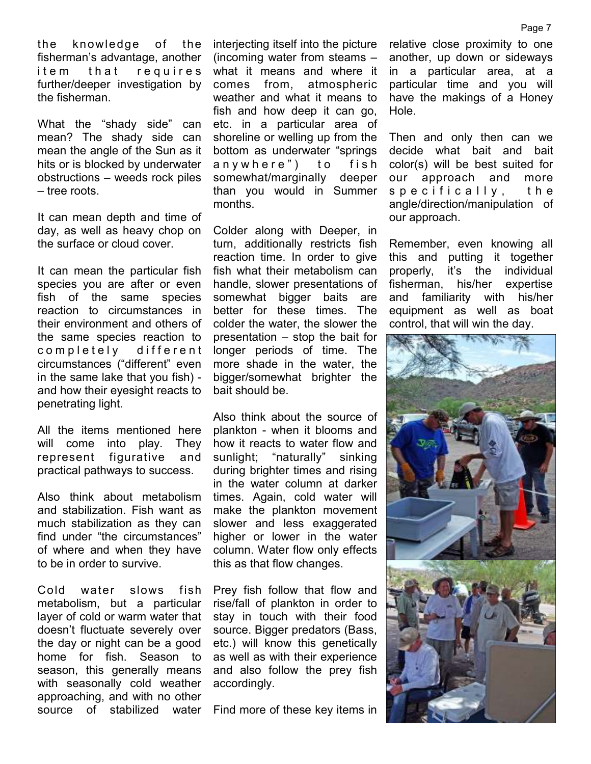the knowledge of the fisherman's advantage, another item that requires further/deeper investigation by the fisherman.

What the "shady side" can mean? The shady side can mean the angle of the Sun as it hits or is blocked by underwater obstructions – weeds rock piles – tree roots.

It can mean depth and time of day, as well as heavy chop on the surface or cloud cover.

It can mean the particular fish species you are after or even fish of the same species reaction to circumstances in their environment and others of the same species reaction to completely different circumstances ("different" even in the same lake that you fish) - and how their eyesight reacts to penetrating light.

All the items mentioned here will come into play. They represent figurative and practical pathways to success.

Also think about metabolism and stabilization. Fish want as much stabilization as they can find under "the circumstances" of where and when they have to be in order to survive.

Cold water slows fish metabolism, but a particular layer of cold or warm water that doesn't fluctuate severely over the day or night can be a good home for fish. Season to season, this generally means with seasonally cold weather approaching, and with no other source of stabilized water interjecting itself into the picture (incoming water from steams – what it means and where it comes from, atmospheric weather and what it means to fish and how deep it can go, etc. in a particular area of shoreline or welling up from the bottom as underwater "springs anywhere") to fish somewhat/marginally deeper than you would in Summer months.

Colder along with Deeper, in turn, additionally restricts fish reaction time. In order to give fish what their metabolism can handle, slower presentations of somewhat bigger baits are better for these times. The colder the water, the slower the presentation – stop the bait for longer periods of time. The more shade in the water, the bigger/somewhat brighter the bait should be.

Also think about the source of plankton - when it blooms and how it reacts to water flow and sunlight; "naturally" sinking during brighter times and rising in the water column at darker times. Again, cold water will make the plankton movement slower and less exaggerated higher or lower in the water column. Water flow only effects this as that flow changes.

Prey fish follow that flow and rise/fall of plankton in order to stay in touch with their food source. Bigger predators (Bass, etc.) will know this genetically as well as with their experience and also follow the prey fish accordingly.

Find more of these key items in relative close proximity to one another, up down or sideways in a particular area, at a particular time and you will have the makings of a Honey Hole.

Then and only then can we decide what bait and bait color(s) will be best suited for our approach and more specifically, the angle/direction/manipulation of our approach.

Remember, even knowing all this and putting it together properly, it's the individual fisherman, his/her expertise and familiarity with his/her equipment as well as boat control, that will win the day.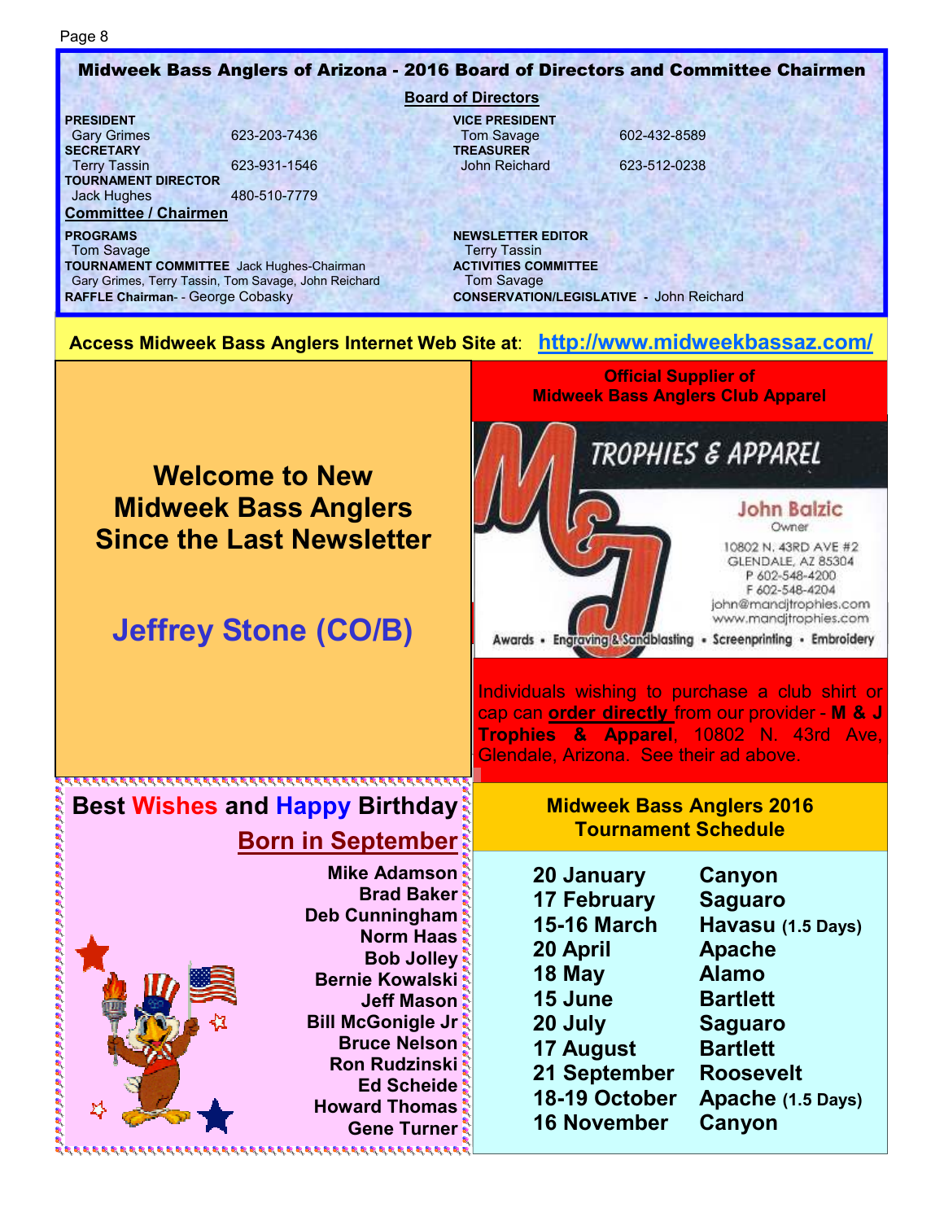## Midweek Bass Anglers of Arizona - 2016 Board of Directors and Committee Chairmen

### Board of Directors

**PRESIDENT**
Gary Grimes 623-203-7436

**VICE PRESIDENT**
Tom Savage 602-432-8589

**SECRETARY**
Terry Tassin 623-931-1546

**TREASURER**
John Reichard 623-512-0238

**TOURNAMENT DIRECTOR**
Jack Hughes 480-510-7779

### Committee / Chairmen

**PROGRAMS**
Tom Savage

**TOURNAMENT COMMITTEE** Jack Hughes-Chairman
Gary Grimes, Terry Tassin, Tom Savage, John Reichard

**RAFFLE Chairman**- - George Cobasky

**NEWSLETTER EDITOR**
Terry Tassin

**ACTIVITIES COMMITTEE**
Tom Savage

**CONSERVATION/LEGISLATIVE** - John Reichard

**Access Midweek Bass Anglers Internet Web Site at**: http://www.midweekbassaz.com/

## Welcome to New Midweek Bass Anglers Since the Last Newsletter

## Jeffrey Stone (CO/B)

**Official Supplier of Midweek Bass Anglers Club Apparel**

TROPHIES & APPAREL

John Balzic
Owner
10802 N. 43RD AVE #2
GLENDALE, AZ 85304
P 602-548-4200
F 602-548-4204
john@mandjtrophies.com
www.mandjtrophies.com

Awards • Engraving & Sandblasting • Screenprinting • Embroidery

Individuals wishing to purchase a club shirt or cap can **order directly** from our provider - **M & J Trophies & Apparel**, 10802 N. 43rd Ave, Glendale, Arizona. See their ad above.

## Best Wishes and Happy Birthday

### Born in September

- Mike Adamson
- Brad Baker
- Deb Cunningham
- Norm Haas
- Bob Jolley
- Bernie Kowalski
- Jeff Mason
- Bill McGonigle Jr
- Bruce Nelson
- Ron Rudzinski
- Ed Scheide
- Howard Thomas
- Gene Turner

## Midweek Bass Anglers 2016 Tournament Schedule

| | |
|---|---|
| 20 January | Canyon |
| 17 February | Saguaro |
| 15-16 March | Havasu (1.5 Days) |
| 20 April | Apache |
| 18 May | Alamo |
| 15 June | Bartlett |
| 20 July | Saguaro |
| 17 August | Bartlett |
| 21 September | Roosevelt |
| 18-19 October | Apache (1.5 Days) |
| 16 November | Canyon |